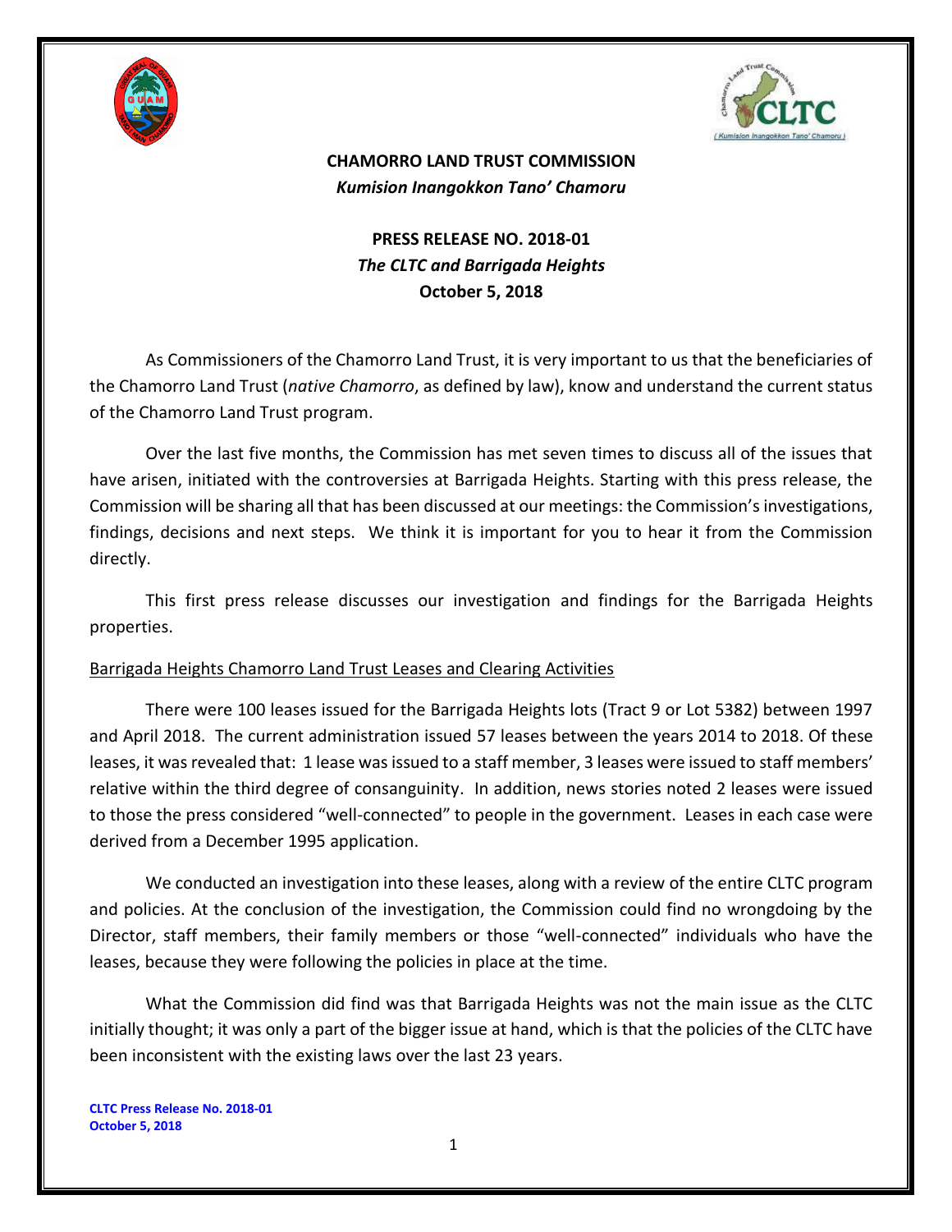**CHAMORRO LAND TRUST COMMISSION**
*Kumision Inangokkon Tano' Chamoru*

**PRESS RELEASE NO. 2018-01**
***The CLTC and Barrigada Heights***
**October 5, 2018**

As Commissioners of the Chamorro Land Trust, it is very important to us that the beneficiaries of the Chamorro Land Trust (*native Chamorro*, as defined by law), know and understand the current status of the Chamorro Land Trust program.

Over the last five months, the Commission has met seven times to discuss all of the issues that have arisen, initiated with the controversies at Barrigada Heights. Starting with this press release, the Commission will be sharing all that has been discussed at our meetings: the Commission's investigations, findings, decisions and next steps. We think it is important for you to hear it from the Commission directly.

This first press release discusses our investigation and findings for the Barrigada Heights properties.

<u>Barrigada Heights Chamorro Land Trust Leases and Clearing Activities</u>

There were 100 leases issued for the Barrigada Heights lots (Tract 9 or Lot 5382) between 1997 and April 2018. The current administration issued 57 leases between the years 2014 to 2018. Of these leases, it was revealed that: 1 lease was issued to a staff member, 3 leases were issued to staff members' relative within the third degree of consanguinity. In addition, news stories noted 2 leases were issued to those the press considered "well-connected" to people in the government. Leases in each case were derived from a December 1995 application.

We conducted an investigation into these leases, along with a review of the entire CLTC program and policies. At the conclusion of the investigation, the Commission could find no wrongdoing by the Director, staff members, their family members or those "well-connected" individuals who have the leases, because they were following the policies in place at the time.

What the Commission did find was that Barrigada Heights was not the main issue as the CLTC initially thought; it was only a part of the bigger issue at hand, which is that the policies of the CLTC have been inconsistent with the existing laws over the last 23 years.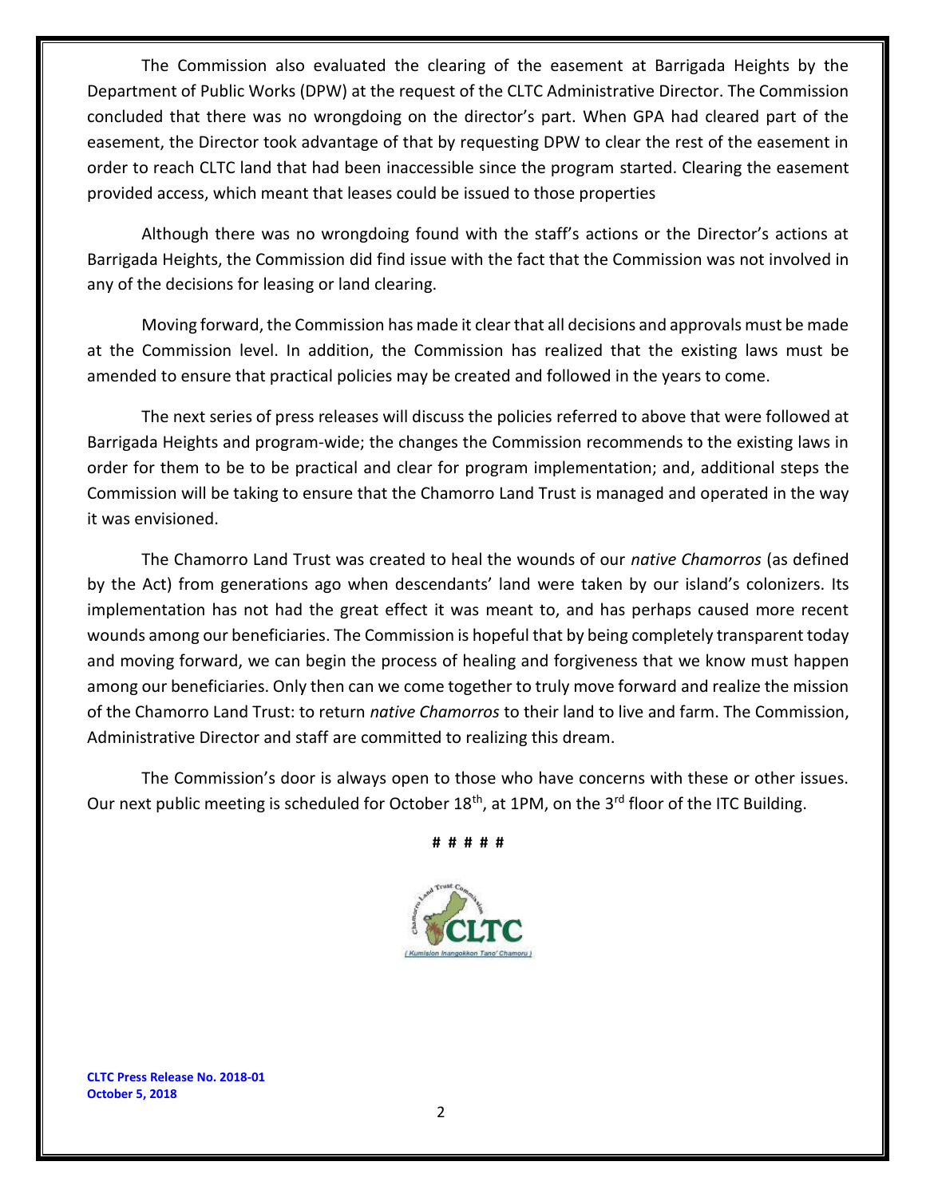The Commission also evaluated the clearing of the easement at Barrigada Heights by the Department of Public Works (DPW) at the request of the CLTC Administrative Director. The Commission concluded that there was no wrongdoing on the director's part. When GPA had cleared part of the easement, the Director took advantage of that by requesting DPW to clear the rest of the easement in order to reach CLTC land that had been inaccessible since the program started. Clearing the easement provided access, which meant that leases could be issued to those properties

Although there was no wrongdoing found with the staff's actions or the Director's actions at Barrigada Heights, the Commission did find issue with the fact that the Commission was not involved in any of the decisions for leasing or land clearing.

Moving forward, the Commission has made it clear that all decisions and approvals must be made at the Commission level. In addition, the Commission has realized that the existing laws must be amended to ensure that practical policies may be created and followed in the years to come.

The next series of press releases will discuss the policies referred to above that were followed at Barrigada Heights and program-wide; the changes the Commission recommends to the existing laws in order for them to be to be practical and clear for program implementation; and, additional steps the Commission will be taking to ensure that the Chamorro Land Trust is managed and operated in the way it was envisioned.

The Chamorro Land Trust was created to heal the wounds of our *native Chamorros* (as defined by the Act) from generations ago when descendants' land were taken by our island's colonizers. Its implementation has not had the great effect it was meant to, and has perhaps caused more recent wounds among our beneficiaries. The Commission is hopeful that by being completely transparent today and moving forward, we can begin the process of healing and forgiveness that we know must happen among our beneficiaries. Only then can we come together to truly move forward and realize the mission of the Chamorro Land Trust: to return *native Chamorros* to their land to live and farm. The Commission, Administrative Director and staff are committed to realizing this dream.

The Commission's door is always open to those who have concerns with these or other issues. Our next public meeting is scheduled for October 18th, at 1PM, on the 3rd floor of the ITC Building.

**# # # # #**

Chamorro Land Trust Commission
CLTC
(Kumision Inangokkon Tano' Chamoru)

**CLTC Press Release No. 2018-01**
**October 5, 2018**